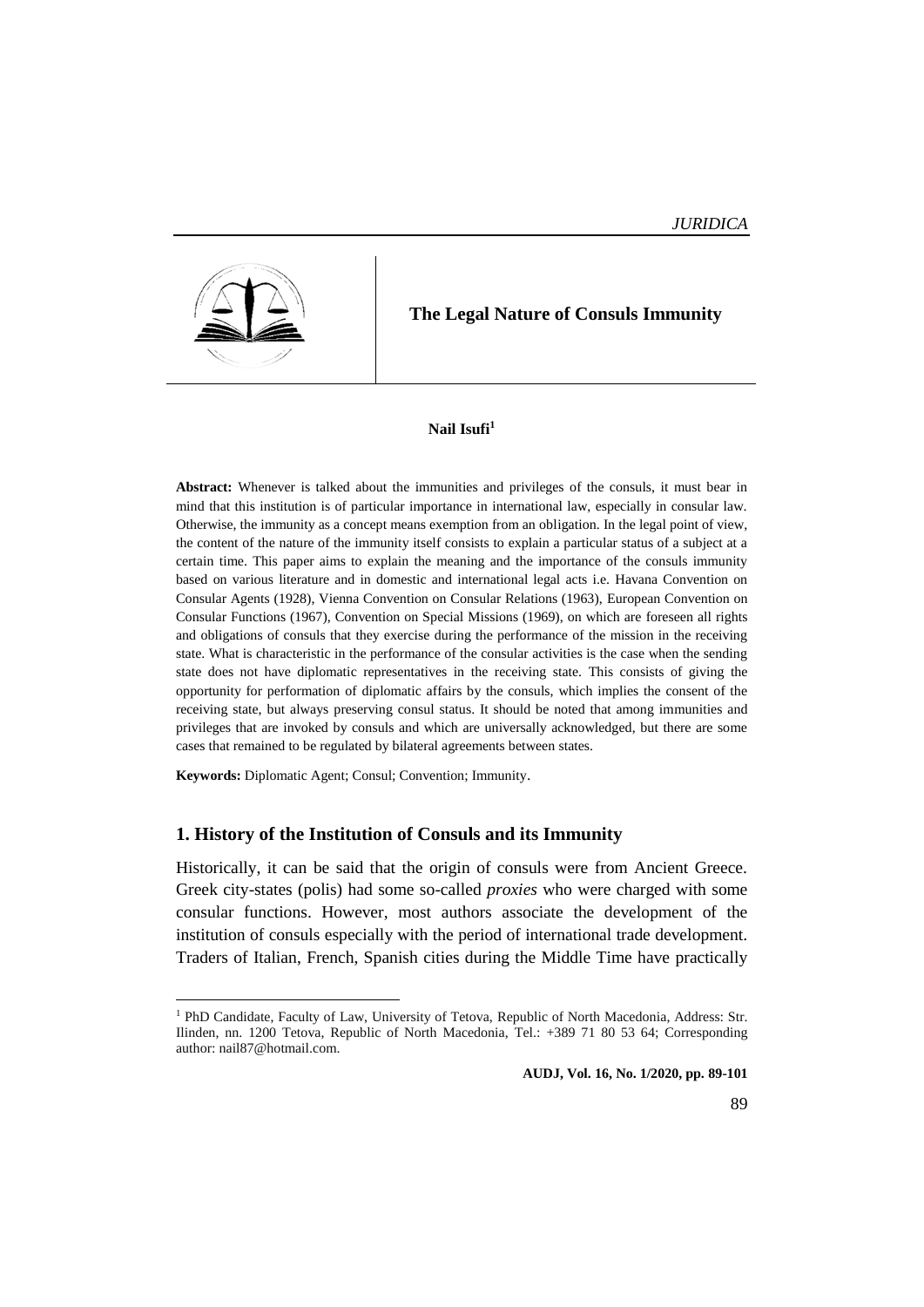# The Legal Nature of Consuls Immunity

**Nail Isufi**[1]

**Abstract:** Whenever is talked about the immunities and privileges of the consuls, it must bear in mind that this institution is of particular importance in international law, especially in consular law. Otherwise, the immunity as a concept means exemption from an obligation. In the legal point of view, the content of the nature of the immunity itself consists to explain a particular status of a subject at a certain time. This paper aims to explain the meaning and the importance of the consuls immunity based on various literature and in domestic and international legal acts i.e. Havana Convention on Consular Agents (1928), Vienna Convention on Consular Relations (1963), European Convention on Consular Functions (1967), Convention on Special Missions (1969), on which are foreseen all rights and obligations of consuls that they exercise during the performance of the mission in the receiving state. What is characteristic in the performance of the consular activities is the case when the sending state does not have diplomatic representatives in the receiving state. This consists of giving the opportunity for performation of diplomatic affairs by the consuls, which implies the consent of the receiving state, but always preserving consul status. It should be noted that among immunities and privileges that are invoked by consuls and which are universally acknowledged, but there are some cases that remained to be regulated by bilateral agreements between states.

**Keywords:** Diplomatic Agent; Consul; Convention; Immunity.

## 1. History of the Institution of Consuls and its Immunity

Historically, it can be said that the origin of consuls were from Ancient Greece. Greek city-states (polis) had some so-called *proxies* who were charged with some consular functions. However, most authors associate the development of the institution of consuls especially with the period of international trade development. Traders of Italian, French, Spanish cities during the Middle Time have practically

---

[1] PhD Candidate, Faculty of Law, University of Tetova, Republic of North Macedonia, Address: Str. Ilinden, nn. 1200 Tetova, Republic of North Macedonia, Tel.: +389 71 80 53 64; Corresponding author: nail87@hotmail.com.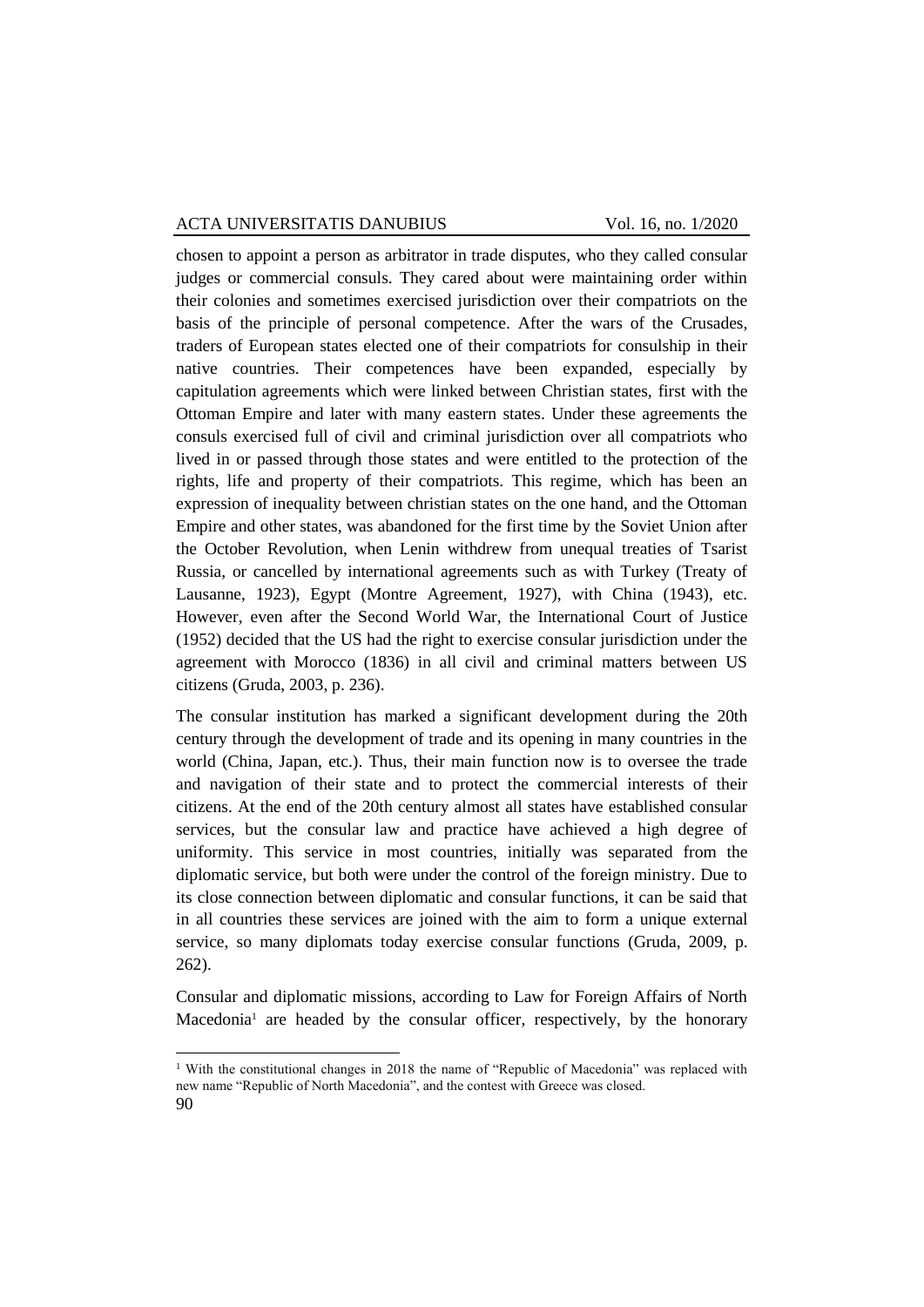chosen to appoint a person as arbitrator in trade disputes, who they called consular judges or commercial consuls. They cared about were maintaining order within their colonies and sometimes exercised jurisdiction over their compatriots on the basis of the principle of personal competence. After the wars of the Crusades, traders of European states elected one of their compatriots for consulship in their native countries. Their competences have been expanded, especially by capitulation agreements which were linked between Christian states, first with the Ottoman Empire and later with many eastern states. Under these agreements the consuls exercised full of civil and criminal jurisdiction over all compatriots who lived in or passed through those states and were entitled to the protection of the rights, life and property of their compatriots. This regime, which has been an expression of inequality between christian states on the one hand, and the Ottoman Empire and other states, was abandoned for the first time by the Soviet Union after the October Revolution, when Lenin withdrew from unequal treaties of Tsarist Russia, or cancelled by international agreements such as with Turkey (Treaty of Lausanne, 1923), Egypt (Montre Agreement, 1927), with China (1943), etc. However, even after the Second World War, the International Court of Justice (1952) decided that the US had the right to exercise consular jurisdiction under the agreement with Morocco (1836) in all civil and criminal matters between US citizens (Gruda, 2003, p. 236).

The consular institution has marked a significant development during the 20th century through the development of trade and its opening in many countries in the world (China, Japan, etc.). Thus, their main function now is to oversee the trade and navigation of their state and to protect the commercial interests of their citizens. At the end of the 20th century almost all states have established consular services, but the consular law and practice have achieved a high degree of uniformity. This service in most countries, initially was separated from the diplomatic service, but both were under the control of the foreign ministry. Due to its close connection between diplomatic and consular functions, it can be said that in all countries these services are joined with the aim to form a unique external service, so many diplomats today exercise consular functions (Gruda, 2009, p. 262).

Consular and diplomatic missions, according to Law for Foreign Affairs of North Macedonia[1] are headed by the consular officer, respectively, by the honorary

[1] With the constitutional changes in 2018 the name of "Republic of Macedonia" was replaced with new name "Republic of North Macedonia", and the contest with Greece was closed.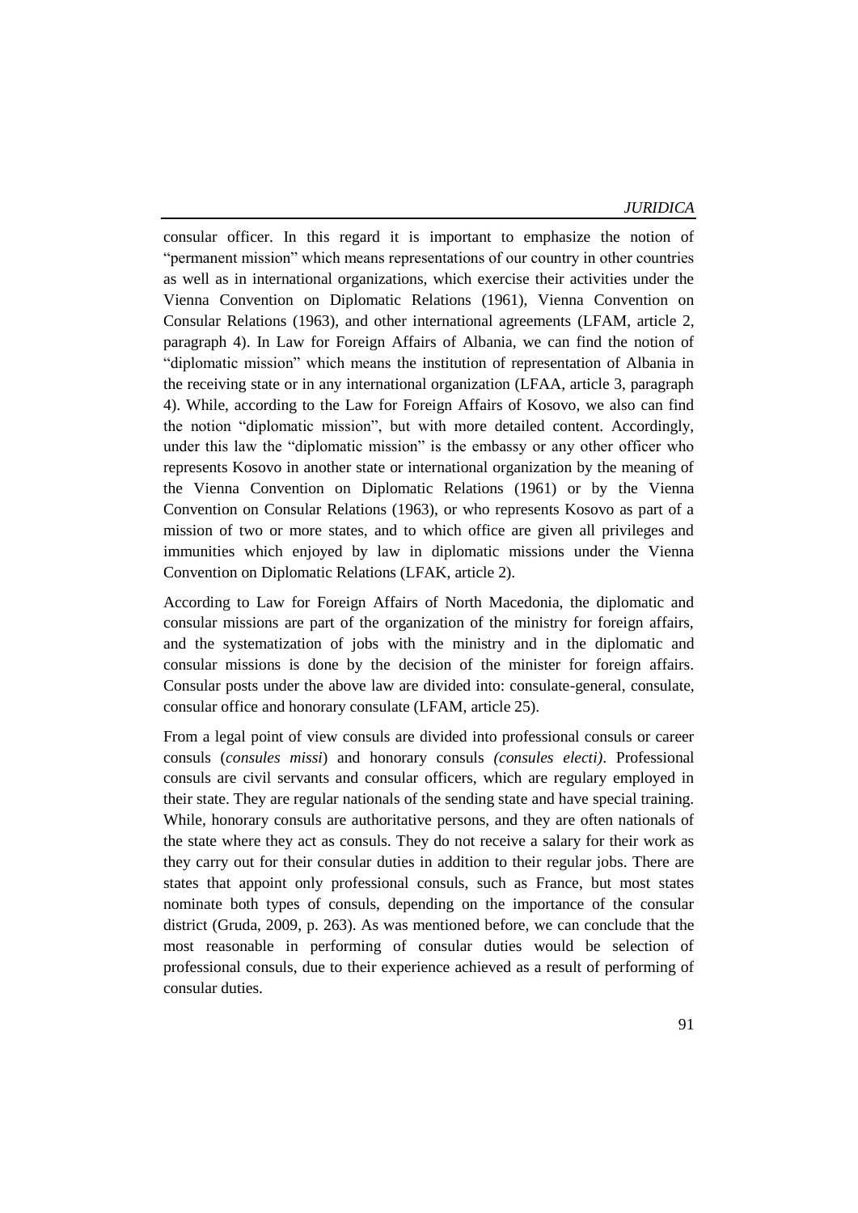consular officer. In this regard it is important to emphasize the notion of "permanent mission" which means representations of our country in other countries as well as in international organizations, which exercise their activities under the Vienna Convention on Diplomatic Relations (1961), Vienna Convention on Consular Relations (1963), and other international agreements (LFAM, article 2, paragraph 4). In Law for Foreign Affairs of Albania, we can find the notion of "diplomatic mission" which means the institution of representation of Albania in the receiving state or in any international organization (LFAA, article 3, paragraph 4). While, according to the Law for Foreign Affairs of Kosovo, we also can find the notion "diplomatic mission", but with more detailed content. Accordingly, under this law the "diplomatic mission" is the embassy or any other officer who represents Kosovo in another state or international organization by the meaning of the Vienna Convention on Diplomatic Relations (1961) or by the Vienna Convention on Consular Relations (1963), or who represents Kosovo as part of a mission of two or more states, and to which office are given all privileges and immunities which enjoyed by law in diplomatic missions under the Vienna Convention on Diplomatic Relations (LFAK, article 2).

According to Law for Foreign Affairs of North Macedonia, the diplomatic and consular missions are part of the organization of the ministry for foreign affairs, and the systematization of jobs with the ministry and in the diplomatic and consular missions is done by the decision of the minister for foreign affairs. Consular posts under the above law are divided into: consulate-general, consulate, consular office and honorary consulate (LFAM, article 25).

From a legal point of view consuls are divided into professional consuls or career consuls (*consules missi*) and honorary consuls *(consules electi)*. Professional consuls are civil servants and consular officers, which are regulary employed in their state. They are regular nationals of the sending state and have special training. While, honorary consuls are authoritative persons, and they are often nationals of the state where they act as consuls. They do not receive a salary for their work as they carry out for their consular duties in addition to their regular jobs. There are states that appoint only professional consuls, such as France, but most states nominate both types of consuls, depending on the importance of the consular district (Gruda, 2009, p. 263). As was mentioned before, we can conclude that the most reasonable in performing of consular duties would be selection of professional consuls, due to their experience achieved as a result of performing of consular duties.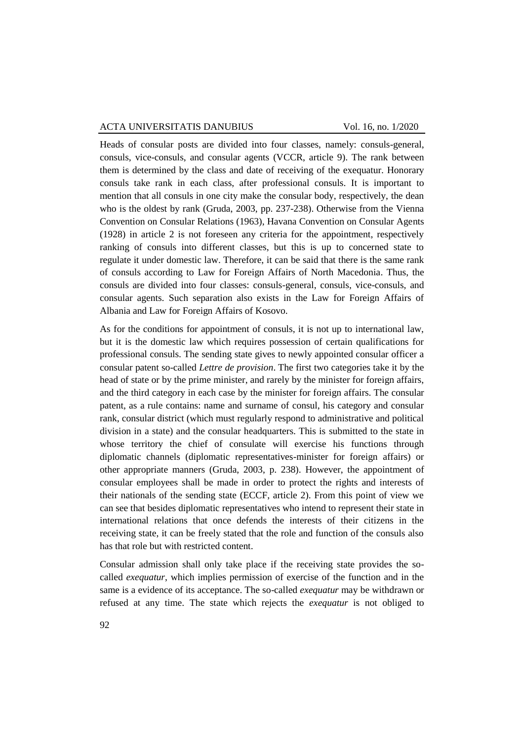Heads of consular posts are divided into four classes, namely: consuls-general, consuls, vice-consuls, and consular agents (VCCR, article 9). The rank between them is determined by the class and date of receiving of the exequatur. Honorary consuls take rank in each class, after professional consuls. It is important to mention that all consuls in one city make the consular body, respectively, the dean who is the oldest by rank (Gruda, 2003, pp. 237-238). Otherwise from the Vienna Convention on Consular Relations (1963), Havana Convention on Consular Agents (1928) in article 2 is not foreseen any criteria for the appointment, respectively ranking of consuls into different classes, but this is up to concerned state to regulate it under domestic law. Therefore, it can be said that there is the same rank of consuls according to Law for Foreign Affairs of North Macedonia. Thus, the consuls are divided into four classes: consuls-general, consuls, vice-consuls, and consular agents. Such separation also exists in the Law for Foreign Affairs of Albania and Law for Foreign Affairs of Kosovo.

As for the conditions for appointment of consuls, it is not up to international law, but it is the domestic law which requires possession of certain qualifications for professional consuls. The sending state gives to newly appointed consular officer a consular patent so-called *Lettre de provision*. The first two categories take it by the head of state or by the prime minister, and rarely by the minister for foreign affairs, and the third category in each case by the minister for foreign affairs. The consular patent, as a rule contains: name and surname of consul, his category and consular rank, consular district (which must regularly respond to administrative and political division in a state) and the consular headquarters. This is submitted to the state in whose territory the chief of consulate will exercise his functions through diplomatic channels (diplomatic representatives-minister for foreign affairs) or other appropriate manners (Gruda, 2003, p. 238). However, the appointment of consular employees shall be made in order to protect the rights and interests of their nationals of the sending state (ECCF, article 2). From this point of view we can see that besides diplomatic representatives who intend to represent their state in international relations that once defends the interests of their citizens in the receiving state, it can be freely stated that the role and function of the consuls also has that role but with restricted content.

Consular admission shall only take place if the receiving state provides the so-called *exequatur*, which implies permission of exercise of the function and in the same is a evidence of its acceptance. The so-called *exequatur* may be withdrawn or refused at any time. The state which rejects the *exequatur* is not obliged to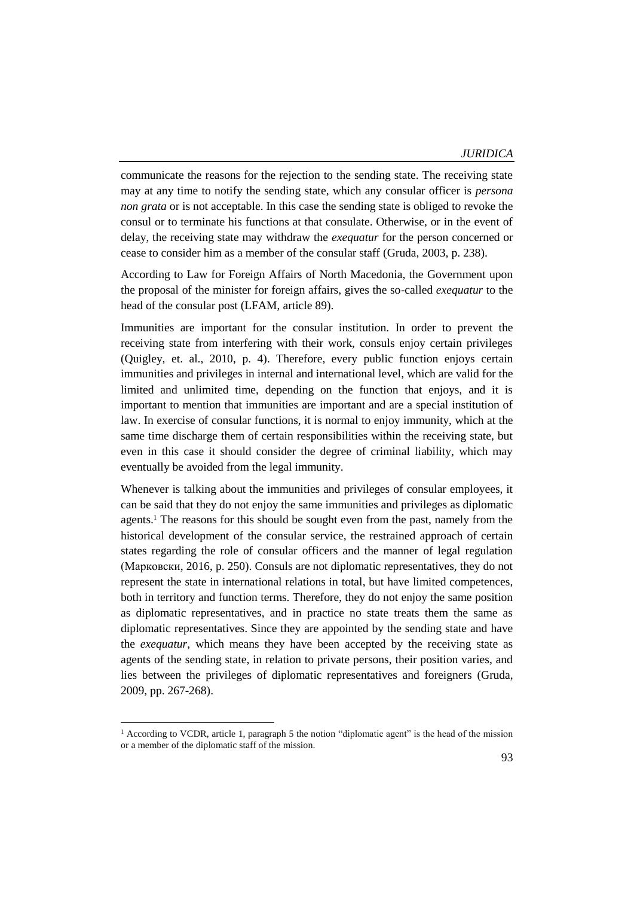communicate the reasons for the rejection to the sending state. The receiving state may at any time to notify the sending state, which any consular officer is *persona non grata* or is not acceptable. In this case the sending state is obliged to revoke the consul or to terminate his functions at that consulate. Otherwise, or in the event of delay, the receiving state may withdraw the *exequatur* for the person concerned or cease to consider him as a member of the consular staff (Gruda, 2003, p. 238).

According to Law for Foreign Affairs of North Macedonia, the Government upon the proposal of the minister for foreign affairs, gives the so-called *exequatur* to the head of the consular post (LFAM, article 89).

Immunities are important for the consular institution. In order to prevent the receiving state from interfering with their work, consuls enjoy certain privileges (Quigley, et. al., 2010, p. 4). Therefore, every public function enjoys certain immunities and privileges in internal and international level, which are valid for the limited and unlimited time, depending on the function that enjoys, and it is important to mention that immunities are important and are a special institution of law. In exercise of consular functions, it is normal to enjoy immunity, which at the same time discharge them of certain responsibilities within the receiving state, but even in this case it should consider the degree of criminal liability, which may eventually be avoided from the legal immunity.

Whenever is talking about the immunities and privileges of consular employees, it can be said that they do not enjoy the same immunities and privileges as diplomatic agents.[1] The reasons for this should be sought even from the past, namely from the historical development of the consular service, the restrained approach of certain states regarding the role of consular officers and the manner of legal regulation (Марковски, 2016, p. 250). Consuls are not diplomatic representatives, they do not represent the state in international relations in total, but have limited competences, both in territory and function terms. Therefore, they do not enjoy the same position as diplomatic representatives, and in practice no state treats them the same as diplomatic representatives. Since they are appointed by the sending state and have the *exequatur*, which means they have been accepted by the receiving state as agents of the sending state, in relation to private persons, their position varies, and lies between the privileges of diplomatic representatives and foreigners (Gruda, 2009, pp. 267-268).

[1] According to VCDR, article 1, paragraph 5 the notion "diplomatic agent" is the head of the mission or a member of the diplomatic staff of the mission.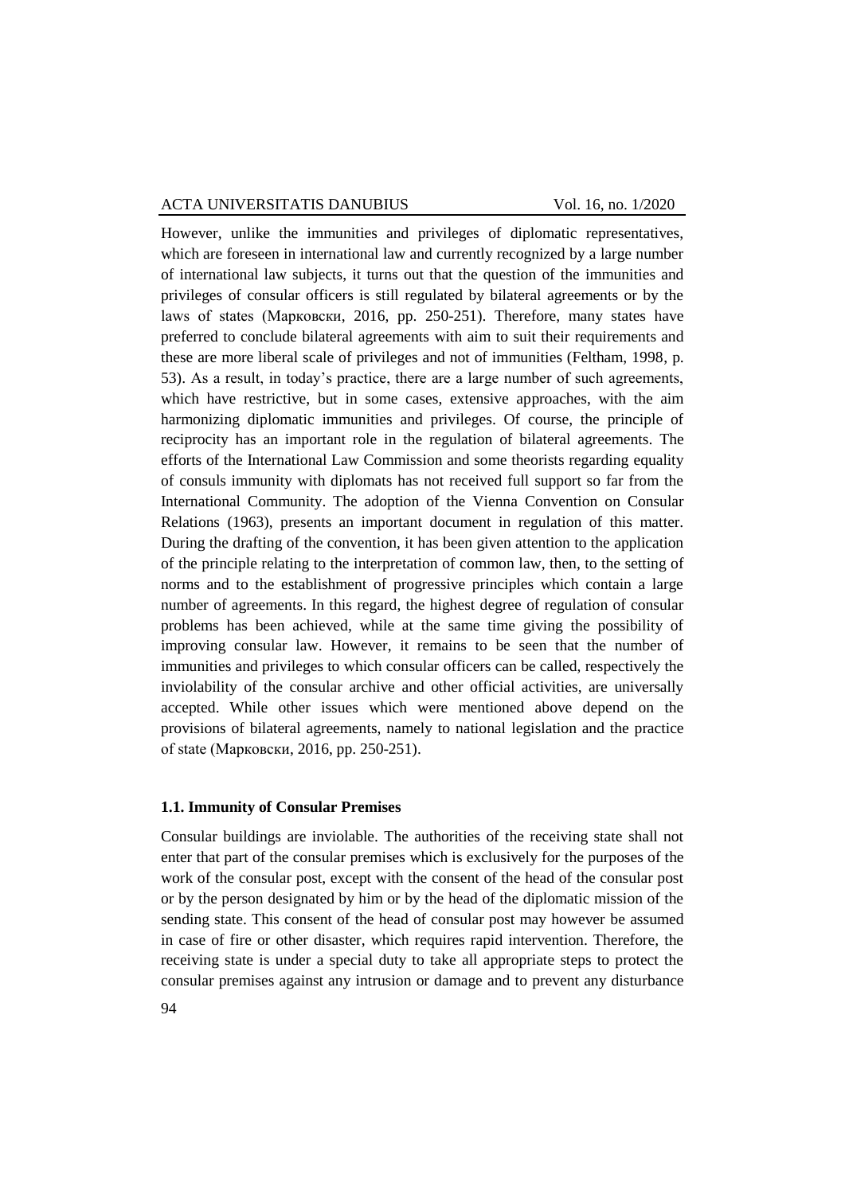However, unlike the immunities and privileges of diplomatic representatives, which are foreseen in international law and currently recognized by a large number of international law subjects, it turns out that the question of the immunities and privileges of consular officers is still regulated by bilateral agreements or by the laws of states (Марковски, 2016, pp. 250-251). Therefore, many states have preferred to conclude bilateral agreements with aim to suit their requirements and these are more liberal scale of privileges and not of immunities (Feltham, 1998, p. 53). As a result, in today's practice, there are a large number of such agreements, which have restrictive, but in some cases, extensive approaches, with the aim harmonizing diplomatic immunities and privileges. Of course, the principle of reciprocity has an important role in the regulation of bilateral agreements. The efforts of the International Law Commission and some theorists regarding equality of consuls immunity with diplomats has not received full support so far from the International Community. The adoption of the Vienna Convention on Consular Relations (1963), presents an important document in regulation of this matter. During the drafting of the convention, it has been given attention to the application of the principle relating to the interpretation of common law, then, to the setting of norms and to the establishment of progressive principles which contain a large number of agreements. In this regard, the highest degree of regulation of consular problems has been achieved, while at the same time giving the possibility of improving consular law. However, it remains to be seen that the number of immunities and privileges to which consular officers can be called, respectively the inviolability of the consular archive and other official activities, are universally accepted. While other issues which were mentioned above depend on the provisions of bilateral agreements, namely to national legislation and the practice of state (Марковски, 2016, pp. 250-251).

### 1.1. Immunity of Consular Premises

Consular buildings are inviolable. The authorities of the receiving state shall not enter that part of the consular premises which is exclusively for the purposes of the work of the consular post, except with the consent of the head of the consular post or by the person designated by him or by the head of the diplomatic mission of the sending state. This consent of the head of consular post may however be assumed in case of fire or other disaster, which requires rapid intervention. Therefore, the receiving state is under a special duty to take all appropriate steps to protect the consular premises against any intrusion or damage and to prevent any disturbance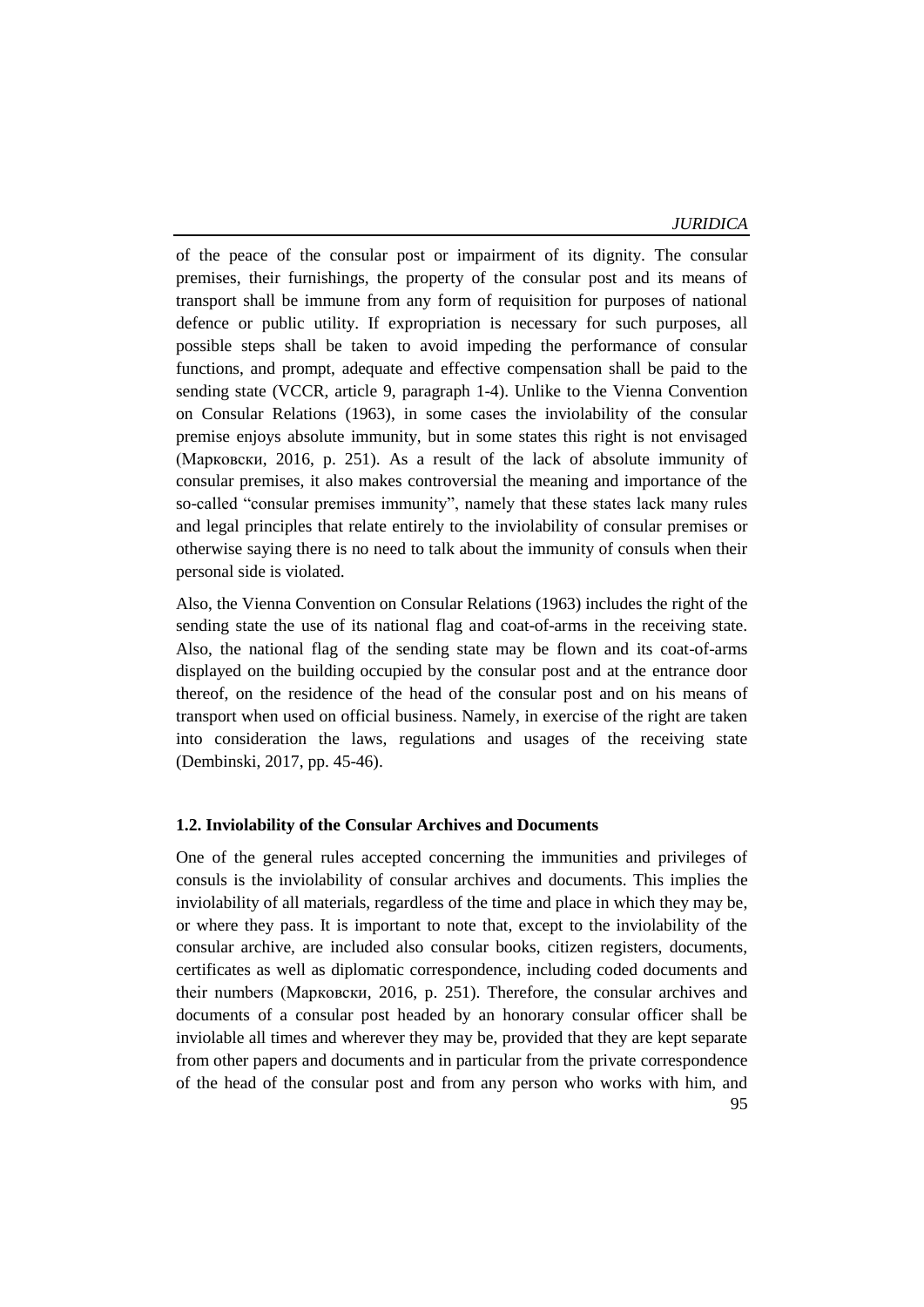of the peace of the consular post or impairment of its dignity. The consular premises, their furnishings, the property of the consular post and its means of transport shall be immune from any form of requisition for purposes of national defence or public utility. If expropriation is necessary for such purposes, all possible steps shall be taken to avoid impeding the performance of consular functions, and prompt, adequate and effective compensation shall be paid to the sending state (VCCR, article 9, paragraph 1-4). Unlike to the Vienna Convention on Consular Relations (1963), in some cases the inviolability of the consular premise enjoys absolute immunity, but in some states this right is not envisaged (Марковски, 2016, p. 251). As a result of the lack of absolute immunity of consular premises, it also makes controversial the meaning and importance of the so-called "consular premises immunity", namely that these states lack many rules and legal principles that relate entirely to the inviolability of consular premises or otherwise saying there is no need to talk about the immunity of consuls when their personal side is violated.

Also, the Vienna Convention on Consular Relations (1963) includes the right of the sending state the use of its national flag and coat-of-arms in the receiving state. Also, the national flag of the sending state may be flown and its coat-of-arms displayed on the building occupied by the consular post and at the entrance door thereof, on the residence of the head of the consular post and on his means of transport when used on official business. Namely, in exercise of the right are taken into consideration the laws, regulations and usages of the receiving state (Dembinski, 2017, pp. 45-46).

### 1.2. Inviolability of the Consular Archives and Documents

One of the general rules accepted concerning the immunities and privileges of consuls is the inviolability of consular archives and documents. This implies the inviolability of all materials, regardless of the time and place in which they may be, or where they pass. It is important to note that, except to the inviolability of the consular archive, are included also consular books, citizen registers, documents, certificates as well as diplomatic correspondence, including coded documents and their numbers (Марковски, 2016, p. 251). Therefore, the consular archives and documents of a consular post headed by an honorary consular officer shall be inviolable all times and wherever they may be, provided that they are kept separate from other papers and documents and in particular from the private correspondence of the head of the consular post and from any person who works with him, and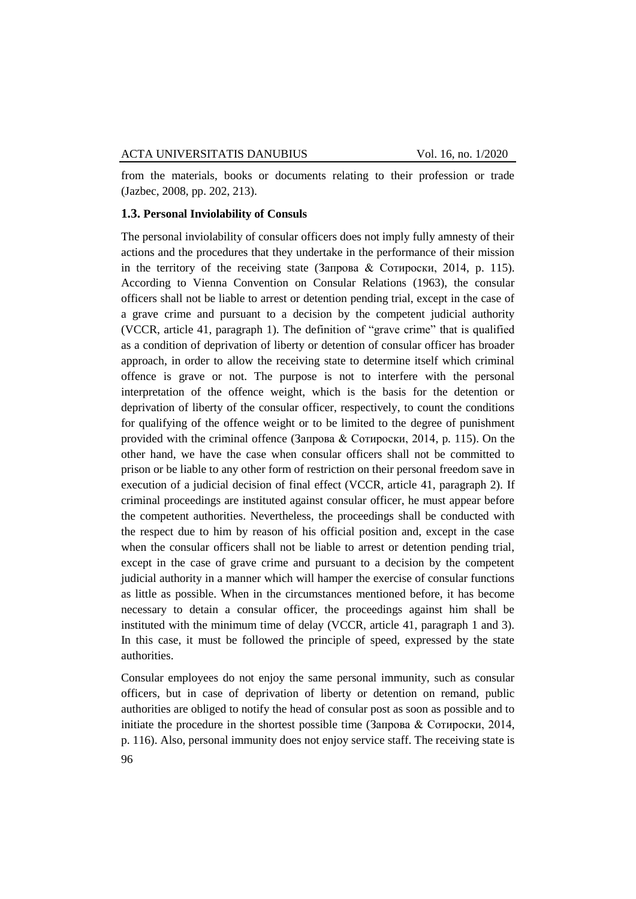from the materials, books or documents relating to their profession or trade (Jazbec, 2008, pp. 202, 213).

### 1.3. Personal Inviolability of Consuls

The personal inviolability of consular officers does not imply fully amnesty of their actions and the procedures that they undertake in the performance of their mission in the territory of the receiving state (Запрова & Сотироски, 2014, p. 115). According to Vienna Convention on Consular Relations (1963), the consular officers shall not be liable to arrest or detention pending trial, except in the case of a grave crime and pursuant to a decision by the competent judicial authority (VCCR, article 41, paragraph 1). The definition of "grave crime" that is qualified as a condition of deprivation of liberty or detention of consular officer has broader approach, in order to allow the receiving state to determine itself which criminal offence is grave or not. The purpose is not to interfere with the personal interpretation of the offence weight, which is the basis for the detention or deprivation of liberty of the consular officer, respectively, to count the conditions for qualifying of the offence weight or to be limited to the degree of punishment provided with the criminal offence (Запрова & Сотироски, 2014, p. 115). On the other hand, we have the case when consular officers shall not be committed to prison or be liable to any other form of restriction on their personal freedom save in execution of a judicial decision of final effect (VCCR, article 41, paragraph 2). If criminal proceedings are instituted against consular officer, he must appear before the competent authorities. Nevertheless, the proceedings shall be conducted with the respect due to him by reason of his official position and, except in the case when the consular officers shall not be liable to arrest or detention pending trial, except in the case of grave crime and pursuant to a decision by the competent judicial authority in a manner which will hamper the exercise of consular functions as little as possible. When in the circumstances mentioned before, it has become necessary to detain a consular officer, the proceedings against him shall be instituted with the minimum time of delay (VCCR, article 41, paragraph 1 and 3). In this case, it must be followed the principle of speed, expressed by the state authorities.

Consular employees do not enjoy the same personal immunity, such as consular officers, but in case of deprivation of liberty or detention on remand, public authorities are obliged to notify the head of consular post as soon as possible and to initiate the procedure in the shortest possible time (Запрова & Сотироски, 2014, p. 116). Also, personal immunity does not enjoy service staff. The receiving state is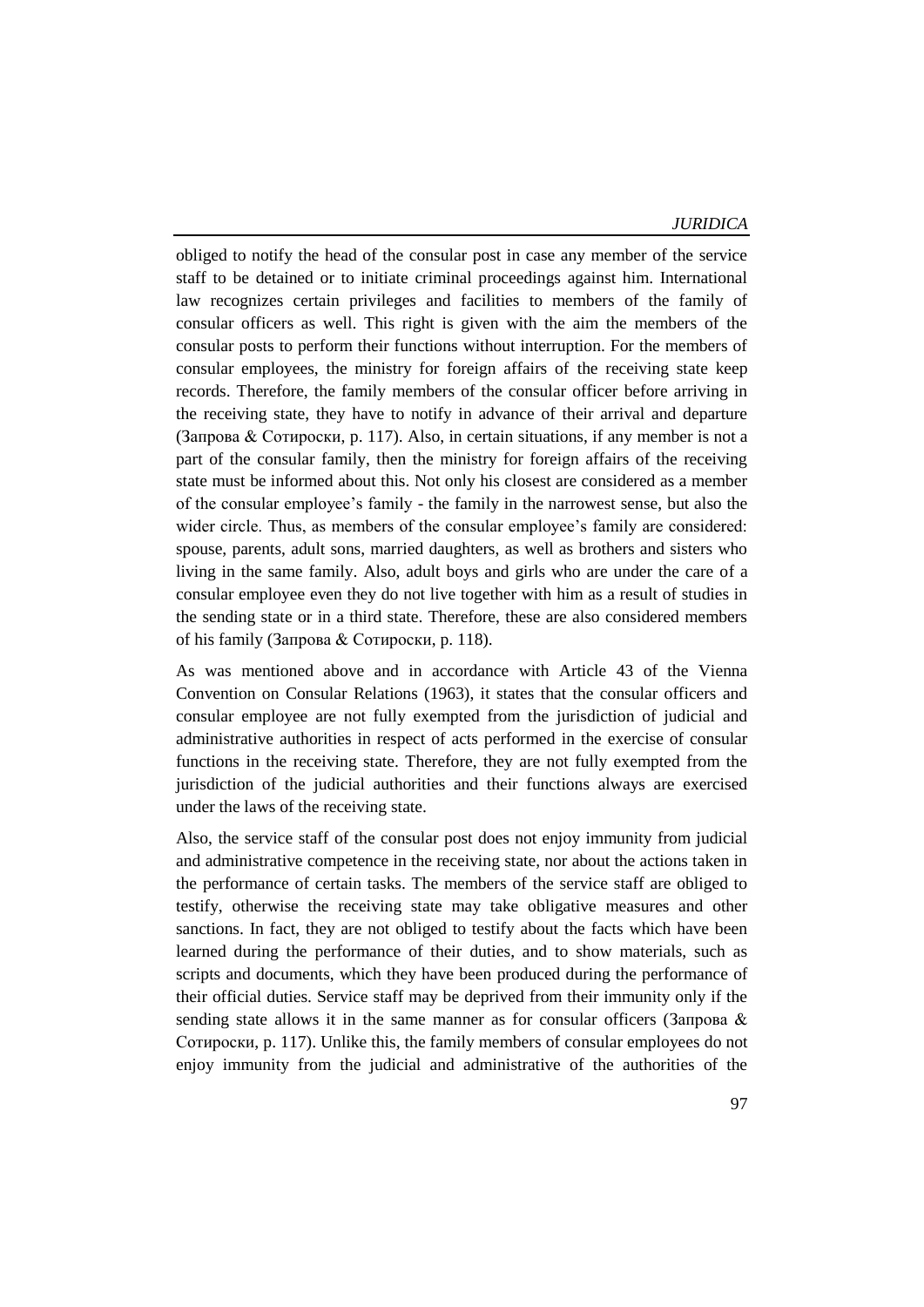obliged to notify the head of the consular post in case any member of the service staff to be detained or to initiate criminal proceedings against him. International law recognizes certain privileges and facilities to members of the family of consular officers as well. This right is given with the aim the members of the consular posts to perform their functions without interruption. For the members of consular employees, the ministry for foreign affairs of the receiving state keep records. Therefore, the family members of the consular officer before arriving in the receiving state, they have to notify in advance of their arrival and departure (Запрова & Сотироски, p. 117). Also, in certain situations, if any member is not a part of the consular family, then the ministry for foreign affairs of the receiving state must be informed about this. Not only his closest are considered as a member of the consular employee's family - the family in the narrowest sense, but also the wider circle. Thus, as members of the consular employee's family are considered: spouse, parents, adult sons, married daughters, as well as brothers and sisters who living in the same family. Also, adult boys and girls who are under the care of a consular employee even they do not live together with him as a result of studies in the sending state or in a third state. Therefore, these are also considered members of his family (Запрова & Сотироски, p. 118).

As was mentioned above and in accordance with Article 43 of the Vienna Convention on Consular Relations (1963), it states that the consular officers and consular employee are not fully exempted from the jurisdiction of judicial and administrative authorities in respect of acts performed in the exercise of consular functions in the receiving state. Therefore, they are not fully exempted from the jurisdiction of the judicial authorities and their functions always are exercised under the laws of the receiving state.

Also, the service staff of the consular post does not enjoy immunity from judicial and administrative competence in the receiving state, nor about the actions taken in the performance of certain tasks. The members of the service staff are obliged to testify, otherwise the receiving state may take obligative measures and other sanctions. In fact, they are not obliged to testify about the facts which have been learned during the performance of their duties, and to show materials, such as scripts and documents, which they have been produced during the performance of their official duties. Service staff may be deprived from their immunity only if the sending state allows it in the same manner as for consular officers (Запрова & Сотироски, p. 117). Unlike this, the family members of consular employees do not enjoy immunity from the judicial and administrative of the authorities of the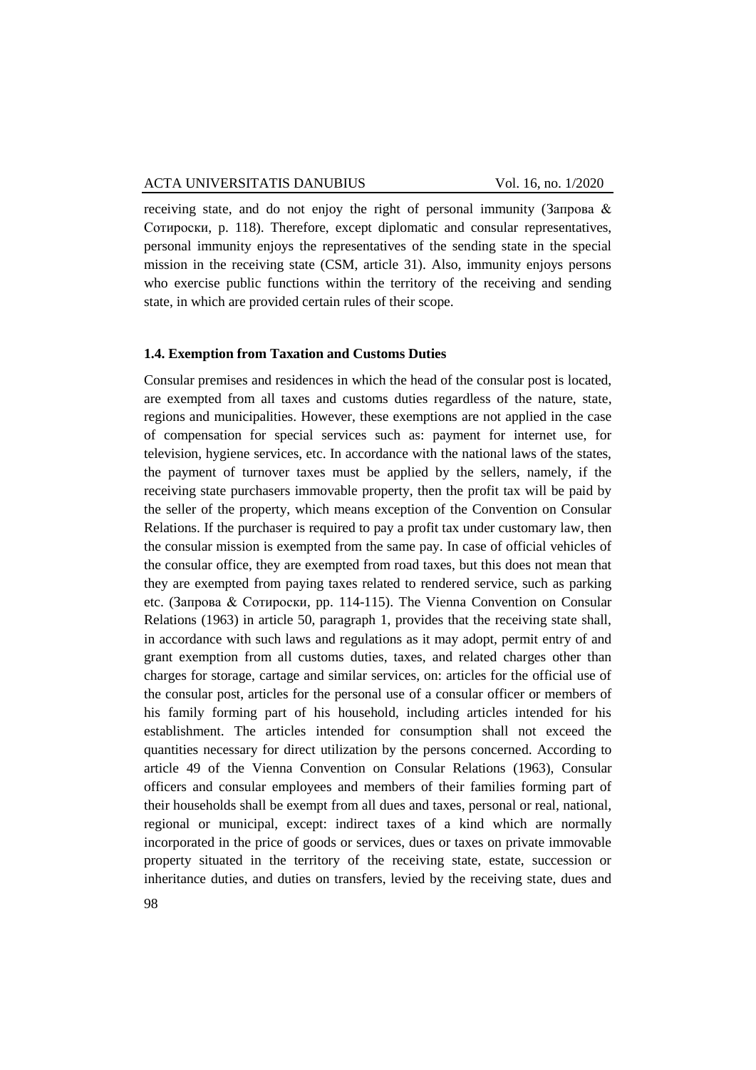receiving state, and do not enjoy the right of personal immunity (Запрова & Сотироски, p. 118). Therefore, except diplomatic and consular representatives, personal immunity enjoys the representatives of the sending state in the special mission in the receiving state (CSM, article 31). Also, immunity enjoys persons who exercise public functions within the territory of the receiving and sending state, in which are provided certain rules of their scope.

### 1.4. Exemption from Taxation and Customs Duties

Consular premises and residences in which the head of the consular post is located, are exempted from all taxes and customs duties regardless of the nature, state, regions and municipalities. However, these exemptions are not applied in the case of compensation for special services such as: payment for internet use, for television, hygiene services, etc. In accordance with the national laws of the states, the payment of turnover taxes must be applied by the sellers, namely, if the receiving state purchasers immovable property, then the profit tax will be paid by the seller of the property, which means exception of the Convention on Consular Relations. If the purchaser is required to pay a profit tax under customary law, then the consular mission is exempted from the same pay. In case of official vehicles of the consular office, they are exempted from road taxes, but this does not mean that they are exempted from paying taxes related to rendered service, such as parking etc. (Запрова & Сотироски, pp. 114-115). The Vienna Convention on Consular Relations (1963) in article 50, paragraph 1, provides that the receiving state shall, in accordance with such laws and regulations as it may adopt, permit entry of and grant exemption from all customs duties, taxes, and related charges other than charges for storage, cartage and similar services, on: articles for the official use of the consular post, articles for the personal use of a consular officer or members of his family forming part of his household, including articles intended for his establishment. The articles intended for consumption shall not exceed the quantities necessary for direct utilization by the persons concerned. According to article 49 of the Vienna Convention on Consular Relations (1963), Consular officers and consular employees and members of their families forming part of their households shall be exempt from all dues and taxes, personal or real, national, regional or municipal, except: indirect taxes of a kind which are normally incorporated in the price of goods or services, dues or taxes on private immovable property situated in the territory of the receiving state, estate, succession or inheritance duties, and duties on transfers, levied by the receiving state, dues and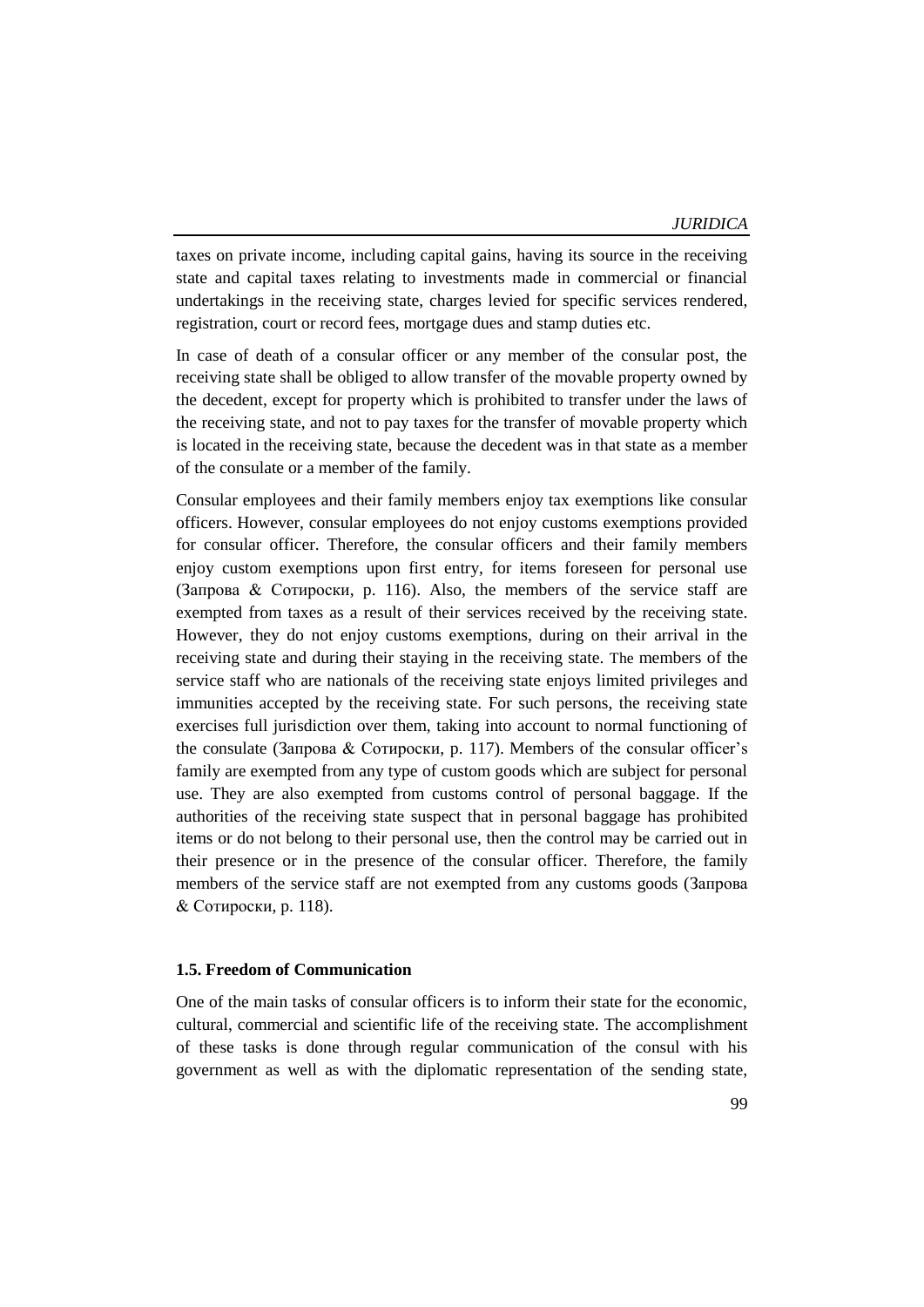taxes on private income, including capital gains, having its source in the receiving state and capital taxes relating to investments made in commercial or financial undertakings in the receiving state, charges levied for specific services rendered, registration, court or record fees, mortgage dues and stamp duties etc.

In case of death of a consular officer or any member of the consular post, the receiving state shall be obliged to allow transfer of the movable property owned by the decedent, except for property which is prohibited to transfer under the laws of the receiving state, and not to pay taxes for the transfer of movable property which is located in the receiving state, because the decedent was in that state as a member of the consulate or a member of the family.

Consular employees and their family members enjoy tax exemptions like consular officers. However, consular employees do not enjoy customs exemptions provided for consular officer. Therefore, the consular officers and their family members enjoy custom exemptions upon first entry, for items foreseen for personal use (Запрова & Сотироски, p. 116). Also, the members of the service staff are exempted from taxes as a result of their services received by the receiving state. However, they do not enjoy customs exemptions, during on their arrival in the receiving state and during their staying in the receiving state. The members of the service staff who are nationals of the receiving state enjoys limited privileges and immunities accepted by the receiving state. For such persons, the receiving state exercises full jurisdiction over them, taking into account to normal functioning of the consulate (Запрова & Сотироски, p. 117). Members of the consular officer's family are exempted from any type of custom goods which are subject for personal use. They are also exempted from customs control of personal baggage. If the authorities of the receiving state suspect that in personal baggage has prohibited items or do not belong to their personal use, then the control may be carried out in their presence or in the presence of the consular officer. Therefore, the family members of the service staff are not exempted from any customs goods (Запрова & Сотироски, p. 118).

### 1.5. Freedom of Communication

One of the main tasks of consular officers is to inform their state for the economic, cultural, commercial and scientific life of the receiving state. The accomplishment of these tasks is done through regular communication of the consul with his government as well as with the diplomatic representation of the sending state,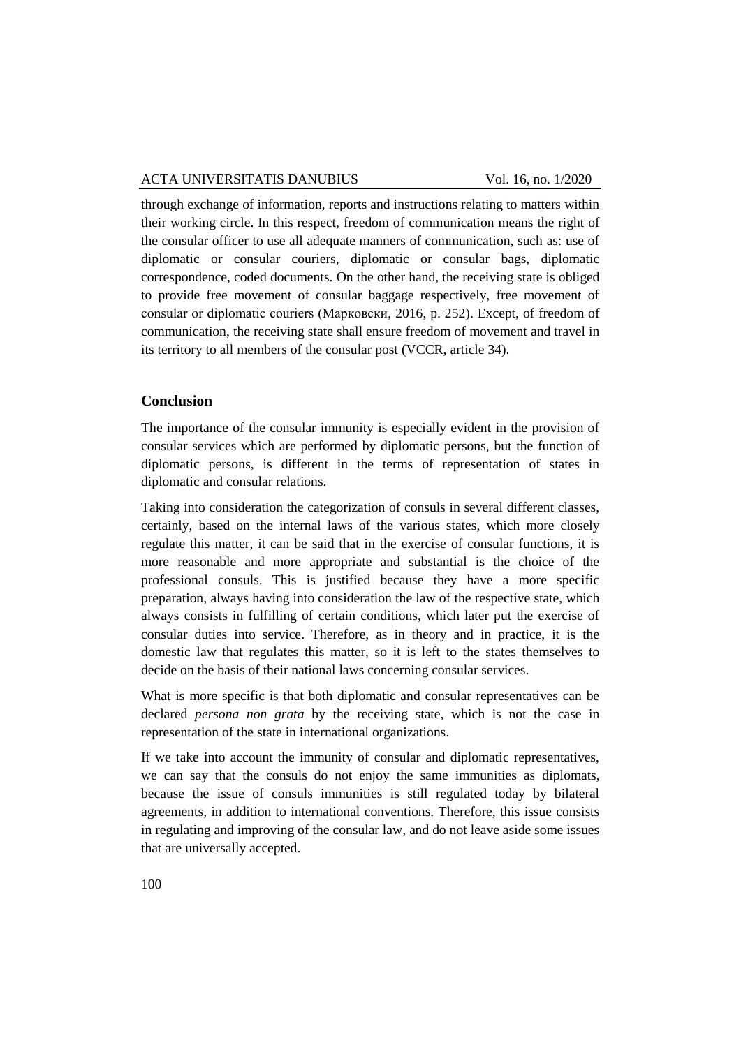through exchange of information, reports and instructions relating to matters within their working circle. In this respect, freedom of communication means the right of the consular officer to use all adequate manners of communication, such as: use of diplomatic or consular couriers, diplomatic or consular bags, diplomatic correspondence, coded documents. On the other hand, the receiving state is obliged to provide free movement of consular baggage respectively, free movement of consular or diplomatic couriers (Марковски, 2016, p. 252). Except, of freedom of communication, the receiving state shall ensure freedom of movement and travel in its territory to all members of the consular post (VCCR, article 34).

## Conclusion

The importance of the consular immunity is especially evident in the provision of consular services which are performed by diplomatic persons, but the function of diplomatic persons, is different in the terms of representation of states in diplomatic and consular relations.

Taking into consideration the categorization of consuls in several different classes, certainly, based on the internal laws of the various states, which more closely regulate this matter, it can be said that in the exercise of consular functions, it is more reasonable and more appropriate and substantial is the choice of the professional consuls. This is justified because they have a more specific preparation, always having into consideration the law of the respective state, which always consists in fulfilling of certain conditions, which later put the exercise of consular duties into service. Therefore, as in theory and in practice, it is the domestic law that regulates this matter, so it is left to the states themselves to decide on the basis of their national laws concerning consular services.

What is more specific is that both diplomatic and consular representatives can be declared *persona non grata* by the receiving state, which is not the case in representation of the state in international organizations.

If we take into account the immunity of consular and diplomatic representatives, we can say that the consuls do not enjoy the same immunities as diplomats, because the issue of consuls immunities is still regulated today by bilateral agreements, in addition to international conventions. Therefore, this issue consists in regulating and improving of the consular law, and do not leave aside some issues that are universally accepted.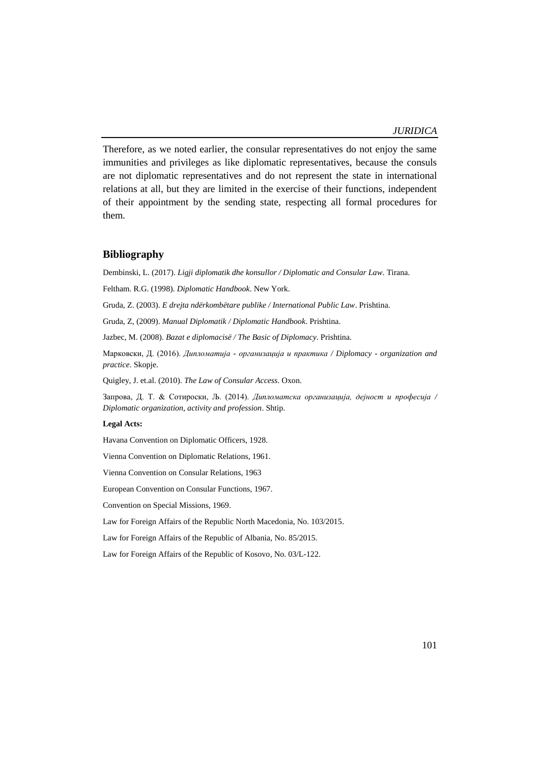Therefore, as we noted earlier, the consular representatives do not enjoy the same immunities and privileges as like diplomatic representatives, because the consuls are not diplomatic representatives and do not represent the state in international relations at all, but they are limited in the exercise of their functions, independent of their appointment by the sending state, respecting all formal procedures for them.

## Bibliography

Dembinski, L. (2017). *Ligji diplomatik dhe konsullor / Diplomatic and Consular Law*. Tirana.

Feltham. R.G. (1998). *Diplomatic Handbook*. New York.

Gruda, Z. (2003). *E drejta ndërkombëtare publike / International Public Law*. Prishtina.

Gruda, Z, (2009). *Manual Diplomatik / Diplomatic Handbook*. Prishtina.

Jazbec, M. (2008). *Bazat e diplomacisë / The Basic of Diplomacy*. Prishtina.

Марковски, Д. (2016). *Дипломатија - организација и практика / Diplomacy - organization and practice*. Skopje.

Quigley, J. et.al. (2010). *The Law of Consular Access*. Oxon.

Запрова, Д. Т. & Сотироски, Љ. (2014). *Дипломатска организација, дејност и професија / Diplomatic organization, activity and profession*. Shtip.

**Legal Acts:**

Havana Convention on Diplomatic Officers, 1928.

Vienna Convention on Diplomatic Relations, 1961.

Vienna Convention on Consular Relations, 1963

European Convention on Consular Functions, 1967.

Convention on Special Missions, 1969.

Law for Foreign Affairs of the Republic North Macedonia, No. 103/2015.

Law for Foreign Affairs of the Republic of Albania, No. 85/2015.

Law for Foreign Affairs of the Republic of Kosovo, No. 03/L-122.